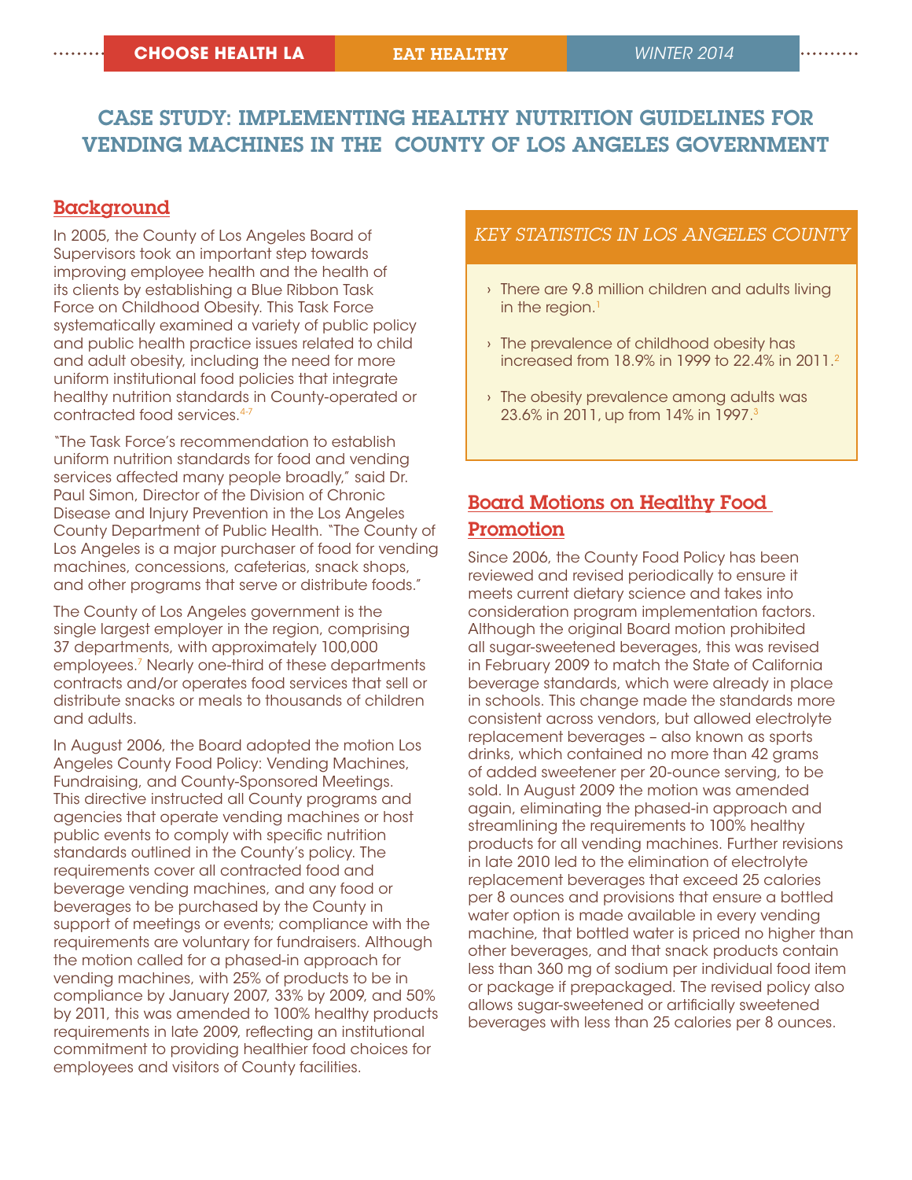CHOOSE HEALTH LA | EAT HEALTHY | WINTER 2014

# CASE STUDY: IMPLEMENTING HEALTHY NUTRITION GUIDELINES FOR VENDING MACHINES IN THE COUNTY OF LOS ANGELES GOVERNMENT

## Background

In 2005, the County of Los Angeles Board of Supervisors took an important step towards improving employee health and the health of its clients by establishing a Blue Ribbon Task Force on Childhood Obesity. This Task Force systematically examined a variety of public policy and public health practice issues related to child and adult obesity, including the need for more uniform institutional food policies that integrate healthy nutrition standards in County-operated or contracted food services.[4-7]

"The Task Force's recommendation to establish uniform nutrition standards for food and vending services affected many people broadly," said Dr. Paul Simon, Director of the Division of Chronic Disease and Injury Prevention in the Los Angeles County Department of Public Health. "The County of Los Angeles is a major purchaser of food for vending machines, concessions, cafeterias, snack shops, and other programs that serve or distribute foods."

The County of Los Angeles government is the single largest employer in the region, comprising 37 departments, with approximately 100,000 employees.[7] Nearly one-third of these departments contracts and/or operates food services that sell or distribute snacks or meals to thousands of children and adults.

In August 2006, the Board adopted the motion Los Angeles County Food Policy: Vending Machines, Fundraising, and County-Sponsored Meetings. This directive instructed all County programs and agencies that operate vending machines or host public events to comply with specific nutrition standards outlined in the County's policy. The requirements cover all contracted food and beverage vending machines, and any food or beverages to be purchased by the County in support of meetings or events; compliance with the requirements are voluntary for fundraisers. Although the motion called for a phased-in approach for vending machines, with 25% of products to be in compliance by January 2007, 33% by 2009, and 50% by 2011, this was amended to 100% healthy products requirements in late 2009, reflecting an institutional commitment to providing healthier food choices for employees and visitors of County facilities.

### *KEY STATISTICS IN LOS ANGELES COUNTY*

- There are 9.8 million children and adults living in the region.[1]
- The prevalence of childhood obesity has increased from 18.9% in 1999 to 22.4% in 2011.[2]
- The obesity prevalence among adults was 23.6% in 2011, up from 14% in 1997.[3]

## Board Motions on Healthy Food Promotion

Since 2006, the County Food Policy has been reviewed and revised periodically to ensure it meets current dietary science and takes into consideration program implementation factors. Although the original Board motion prohibited all sugar-sweetened beverages, this was revised in February 2009 to match the State of California beverage standards, which were already in place in schools. This change made the standards more consistent across vendors, but allowed electrolyte replacement beverages – also known as sports drinks, which contained no more than 42 grams of added sweetener per 20-ounce serving, to be sold. In August 2009 the motion was amended again, eliminating the phased-in approach and streamlining the requirements to 100% healthy products for all vending machines. Further revisions in late 2010 led to the elimination of electrolyte replacement beverages that exceed 25 calories per 8 ounces and provisions that ensure a bottled water option is made available in every vending machine, that bottled water is priced no higher than other beverages, and that snack products contain less than 360 mg of sodium per individual food item or package if prepackaged. The revised policy also allows sugar-sweetened or artificially sweetened beverages with less than 25 calories per 8 ounces.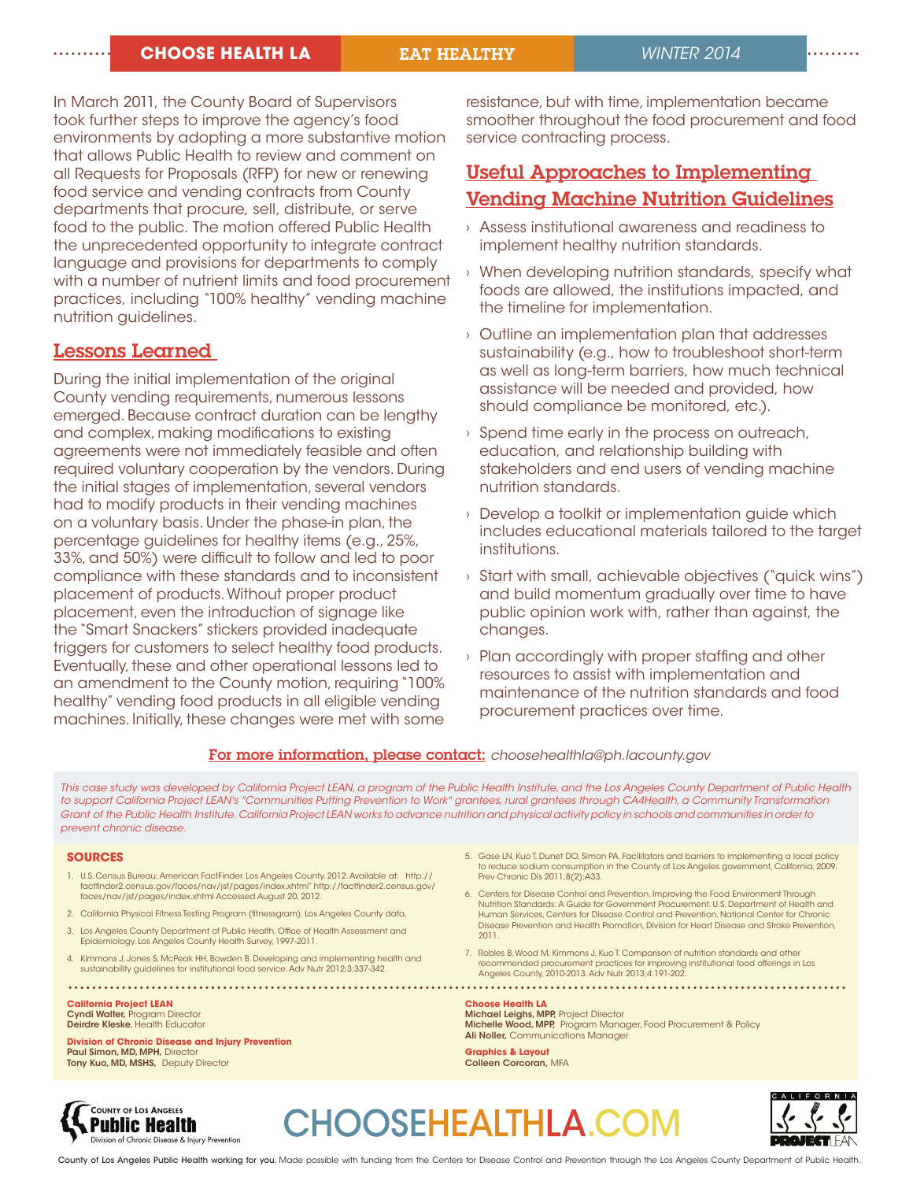In March 2011, the County Board of Supervisors took further steps to improve the agency's food environments by adopting a more substantive motion that allows Public Health to review and comment on all Requests for Proposals (RFP) for new or renewing food service and vending contracts from County departments that procure, sell, distribute, or serve food to the public. The motion offered Public Health the unprecedented opportunity to integrate contract language and provisions for departments to comply with a number of nutrient limits and food procurement practices, including "100% healthy" vending machine nutrition guidelines.

## Lessons Learned

During the initial implementation of the original County vending requirements, numerous lessons emerged. Because contract duration can be lengthy and complex, making modifications to existing agreements were not immediately feasible and often required voluntary cooperation by the vendors. During the initial stages of implementation, several vendors had to modify products in their vending machines on a voluntary basis. Under the phase-in plan, the percentage guidelines for healthy items (e.g., 25%, 33%, and 50%) were difficult to follow and led to poor compliance with these standards and to inconsistent placement of products. Without proper product placement, even the introduction of signage like the "Smart Snackers" stickers provided inadequate triggers for customers to select healthy food products. Eventually, these and other operational lessons led to an amendment to the County motion, requiring "100% healthy" vending food products in all eligible vending machines. Initially, these changes were met with some resistance, but with time, implementation became smoother throughout the food procurement and food service contracting process.

## Useful Approaches to Implementing Vending Machine Nutrition Guidelines

- Assess institutional awareness and readiness to implement healthy nutrition standards.
- When developing nutrition standards, specify what foods are allowed, the institutions impacted, and the timeline for implementation.
- Outline an implementation plan that addresses sustainability (e.g., how to troubleshoot short-term as well as long-term barriers, how much technical assistance will be needed and provided, how should compliance be monitored, etc.).
- Spend time early in the process on outreach, education, and relationship building with stakeholders and end users of vending machine nutrition standards.
- Develop a toolkit or implementation guide which includes educational materials tailored to the target institutions.
- Start with small, achievable objectives ("quick wins") and build momentum gradually over time to have public opinion work with, rather than against, the changes.
- Plan accordingly with proper staffing and other resources to assist with implementation and maintenance of the nutrition standards and food procurement practices over time.

**For more information, please contact:** *choosehealthla@ph.lacounty.gov*

*This case study was developed by California Project LEAN, a program of the Public Health Institute, and the Los Angeles County Department of Public Health to support California Project LEAN's "Communities Putting Prevention to Work" grantees, rural grantees through CA4Health, a Community Transformation Grant of the Public Health Institute. California Project LEAN works to advance nutrition and physical activity policy in schools and communities in order to prevent chronic disease.*

### SOURCES

1. U.S. Census Bureau: American FactFinder. Los Angeles County. 2012. Available at: http://factfinder2.census.gov/faces/nav/jsf/pages/index.xhtml" http://factfinder2.census.gov/faces/nav/jsf/pages/index.xhtml Accessed August 20, 2012.
2. California Physical Fitness Testing Program (fitnessgram). Los Angeles County data,
3. Los Angeles County Department of Public Health, Office of Health Assessment and Epidemiology. Los Angeles County Health Survey, 1997-2011.
4. Kimmons J, Jones S, McPeak HH, Bowden B. Developing and implementing health and sustainability guidelines for institutional food service. Adv Nutr 2012;3:337-342.
5. Gase LN, Kuo T, Dunet DO, Simon PA. Facilitators and barriers to implementing a local policy to reduce sodium consumption in the County of Los Angeles government, California, 2009. Prev Chronic Dis 2011;8(2):A33.
6. Centers for Disease Control and Prevention. Improving the Food Environment Through Nutrition Standards: A Guide for Government Procurement. U.S. Department of Health and Human Services, Centers for Disease Control and Prevention, National Center for Chronic Disease Prevention and Health Promotion, Division for Heart Disease and Stroke Prevention, 2011.
7. Robles B, Wood M, Kimmons J, Kuo T. Comparison of nutrition standards and other recommended procurement practices for improving institutional food offerings in Los Angeles County, 2010-2013. Adv Nutr 2013;4:191-202.

**California Project LEAN**
**Cyndi Walter,** Program Director
**Deirdre Kleske,** Health Educator

**Division of Chronic Disease and Injury Prevention**
**Paul Simon, MD, MPH,** Director
**Tony Kuo, MD, MSHS,** Deputy Director

**Choose Health LA**
**Michael Leighs, MPP,** Project Director
**Michelle Wood, MPP,** Program Manager, Food Procurement & Policy
**Ali Noller,** Communications Manager

**Graphics & Layout**
**Colleen Corcoran,** MFA

County of Los Angeles Public Health — Division of Chronic Disease & Injury Prevention

CHOOSEHEALTHLA.COM

California Project LEAN

County of Los Angeles Public Health working for you. Made possible with funding from the Centers for Disease Control and Prevention through the Los Angeles County Department of Public Health.